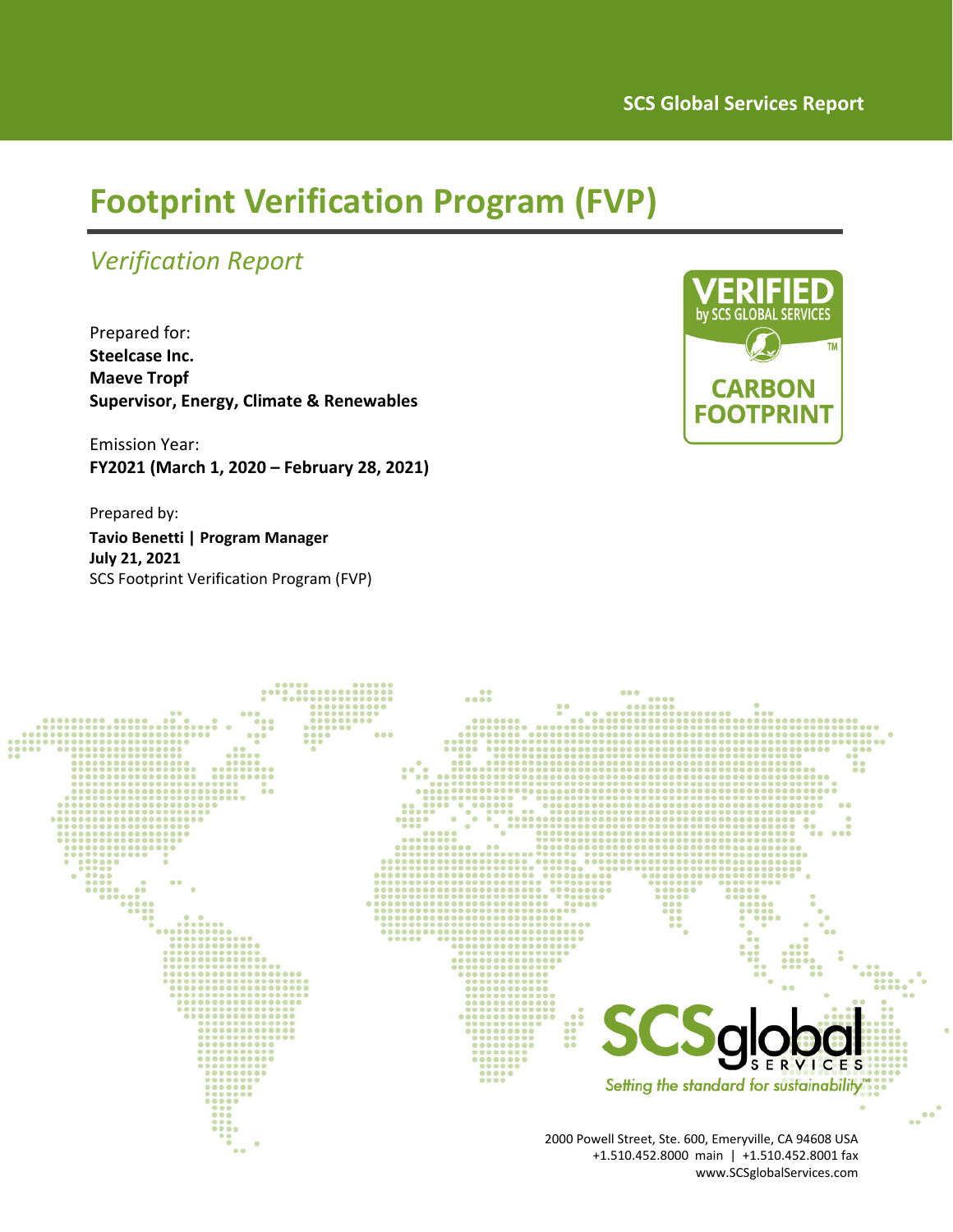SCS Global Services Report

# Footprint Verification Program (FVP)

## *Verification Report*

Prepared for:
**Steelcase Inc.**
**Maeve Tropf**
**Supervisor, Energy, Climate & Renewables**

Emission Year:
**FY2021 (March 1, 2020 – February 28, 2021)**

Prepared by:
**Tavio Benetti | Program Manager**
**July 21, 2021**
SCS Footprint Verification Program (FVP)

VERIFIED by SCS GLOBAL SERVICES
CARBON FOOTPRINT

SCSglobal SERVICES
*Setting the standard for sustainability*

2000 Powell Street, Ste. 600, Emeryville, CA 94608 USA
+1.510.452.8000 main | +1.510.452.8001 fax
www.SCSglobalServices.com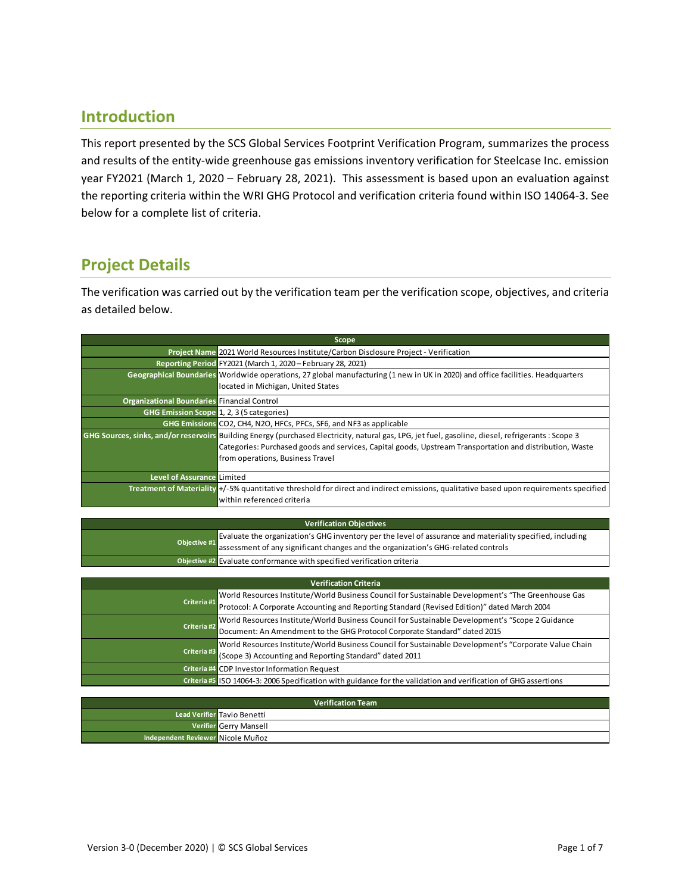## Introduction

This report presented by the SCS Global Services Footprint Verification Program, summarizes the process and results of the entity-wide greenhouse gas emissions inventory verification for Steelcase Inc. emission year FY2021 (March 1, 2020 – February 28, 2021). This assessment is based upon an evaluation against the reporting criteria within the WRI GHG Protocol and verification criteria found within ISO 14064-3. See below for a complete list of criteria.

## Project Details

The verification was carried out by the verification team per the verification scope, objectives, and criteria as detailed below.

| Scope | |
|---|---|
| Project Name | 2021 World Resources Institute/Carbon Disclosure Project - Verification |
| Reporting Period | FY2021 (March 1, 2020 – February 28, 2021) |
| Geographical Boundaries | Worldwide operations, 27 global manufacturing (1 new in UK in 2020) and office facilities. Headquarters located in Michigan, United States |
| Organizational Boundaries | Financial Control |
| GHG Emission Scope | 1, 2, 3 (5 categories) |
| GHG Emissions | CO2, CH4, N2O, HFCs, PFCs, SF6, and NF3 as applicable |
| GHG Sources, sinks, and/or reservoirs | Building Energy (purchased Electricity, natural gas, LPG, jet fuel, gasoline, diesel, refrigerants : Scope 3 Categories: Purchased goods and services, Capital goods, Upstream Transportation and distribution, Waste from operations, Business Travel |
| Level of Assurance | Limited |
| Treatment of Materiality | +/-5% quantitative threshold for direct and indirect emissions, qualitative based upon requirements specified within referenced criteria |

| Verification Objectives | |
|---|---|
| Objective #1 | Evaluate the organization's GHG inventory per the level of assurance and materiality specified, including assessment of any significant changes and the organization's GHG-related controls |
| Objective #2 | Evaluate conformance with specified verification criteria |

| Verification Criteria | |
|---|---|
| Criteria #1 | World Resources Institute/World Business Council for Sustainable Development's "The Greenhouse Gas Protocol: A Corporate Accounting and Reporting Standard (Revised Edition)" dated March 2004 |
| Criteria #2 | World Resources Institute/World Business Council for Sustainable Development's "Scope 2 Guidance Document: An Amendment to the GHG Protocol Corporate Standard" dated 2015 |
| Criteria #3 | World Resources Institute/World Business Council for Sustainable Development's "Corporate Value Chain (Scope 3) Accounting and Reporting Standard" dated 2011 |
| Criteria #4 | CDP Investor Information Request |
| Criteria #5 | ISO 14064-3: 2006 Specification with guidance for the validation and verification of GHG assertions |

| Verification Team | |
|---|---|
| Lead Verifier | Tavio Benetti |
| Verifier | Gerry Mansell |
| Independent Reviewer | Nicole Muñoz |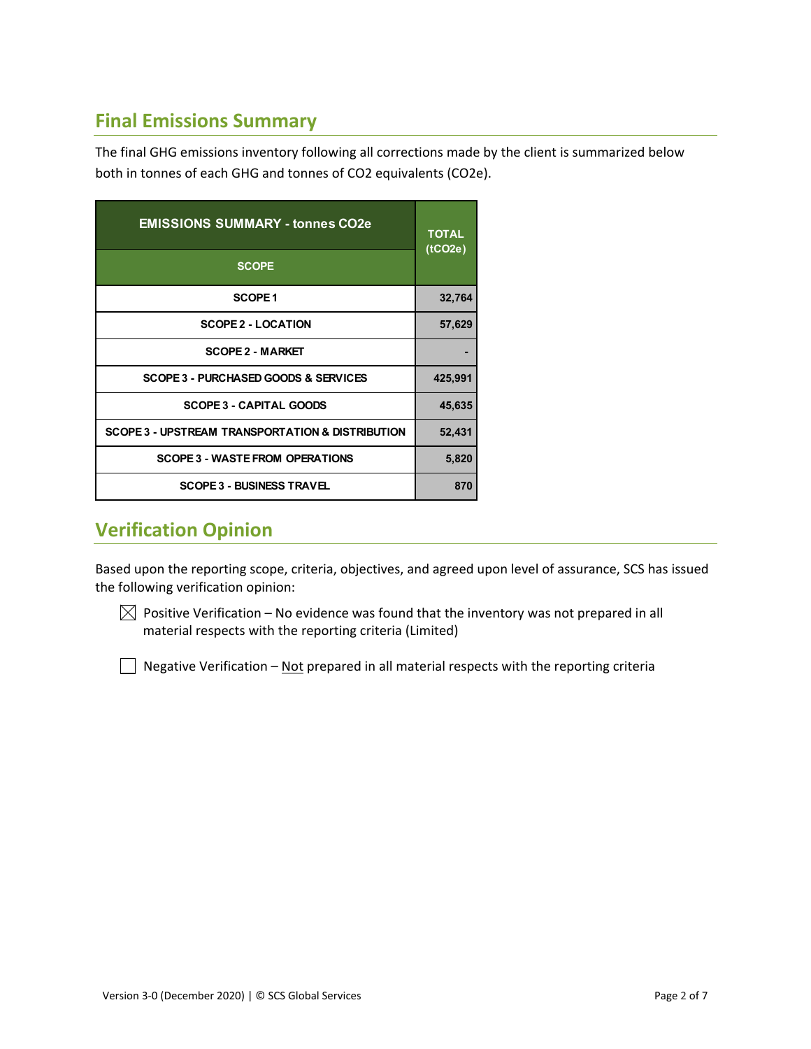## Final Emissions Summary

The final GHG emissions inventory following all corrections made by the client is summarized below both in tonnes of each GHG and tonnes of CO2 equivalents (CO2e).

| EMISSIONS SUMMARY - tonnes CO2e<br>SCOPE | TOTAL (tCO2e) |
|---|---|
| SCOPE 1 | 32,764 |
| SCOPE 2 - LOCATION | 57,629 |
| SCOPE 2 - MARKET | - |
| SCOPE 3 - PURCHASED GOODS & SERVICES | 425,991 |
| SCOPE 3 - CAPITAL GOODS | 45,635 |
| SCOPE 3 - UPSTREAM TRANSPORTATION & DISTRIBUTION | 52,431 |
| SCOPE 3 - WASTE FROM OPERATIONS | 5,820 |
| SCOPE 3 - BUSINESS TRAVEL | 870 |

## Verification Opinion

Based upon the reporting scope, criteria, objectives, and agreed upon level of assurance, SCS has issued the following verification opinion:

☒ Positive Verification – No evidence was found that the inventory was not prepared in all material respects with the reporting criteria (Limited)

☐ Negative Verification – Not prepared in all material respects with the reporting criteria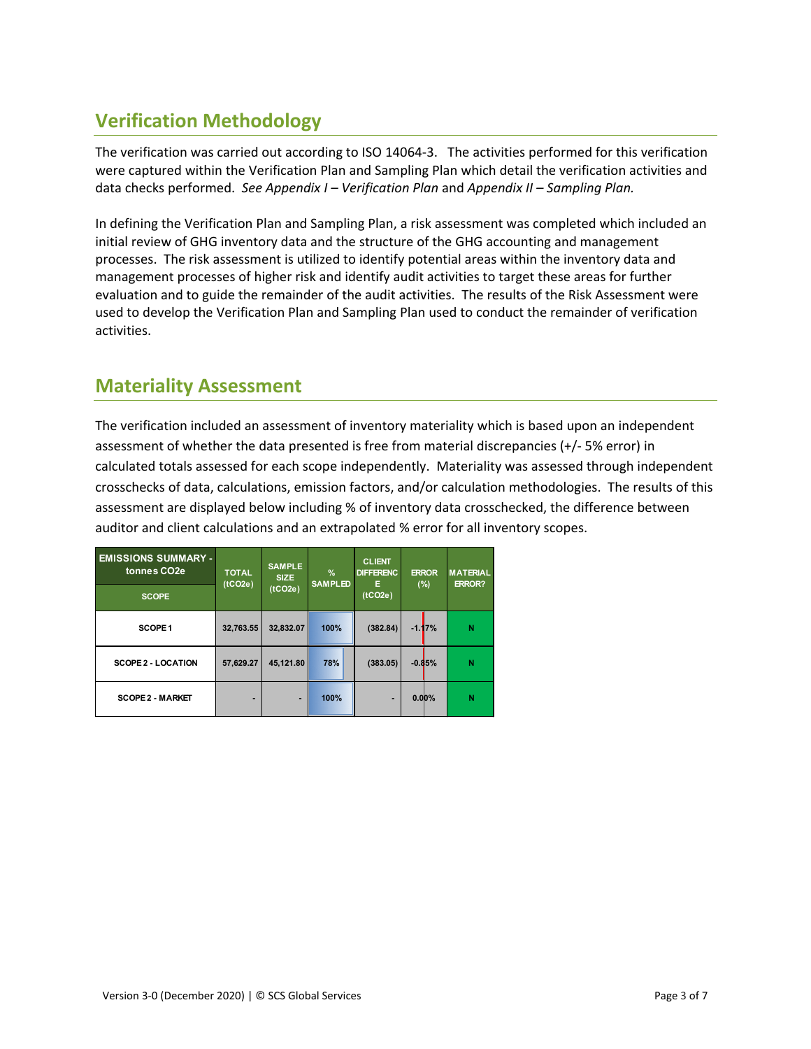## Verification Methodology

The verification was carried out according to ISO 14064-3. The activities performed for this verification were captured within the Verification Plan and Sampling Plan which detail the verification activities and data checks performed. *See Appendix I – Verification Plan* and *Appendix II – Sampling Plan.*

In defining the Verification Plan and Sampling Plan, a risk assessment was completed which included an initial review of GHG inventory data and the structure of the GHG accounting and management processes. The risk assessment is utilized to identify potential areas within the inventory data and management processes of higher risk and identify audit activities to target these areas for further evaluation and to guide the remainder of the audit activities. The results of the Risk Assessment were used to develop the Verification Plan and Sampling Plan used to conduct the remainder of verification activities.

## Materiality Assessment

The verification included an assessment of inventory materiality which is based upon an independent assessment of whether the data presented is free from material discrepancies (+/- 5% error) in calculated totals assessed for each scope independently. Materiality was assessed through independent crosschecks of data, calculations, emission factors, and/or calculation methodologies. The results of this assessment are displayed below including % of inventory data crosschecked, the difference between auditor and client calculations and an extrapolated % error for all inventory scopes.

| EMISSIONS SUMMARY - tonnes CO2e<br>SCOPE | TOTAL (tCO2e) | SAMPLE SIZE (tCO2e) | % SAMPLED | CLIENT DIFFERENCE (tCO2e) | ERROR (%) | MATERIAL ERROR? |
|---|---|---|---|---|---|---|
| SCOPE 1 | 32,763.55 | 32,832.07 | 100% | (382.84) | -1.17% | N |
| SCOPE 2 - LOCATION | 57,629.27 | 45,121.80 | 78% | (383.05) | -0.85% | N |
| SCOPE 2 - MARKET | - | - | 100% | - | 0.00% | N |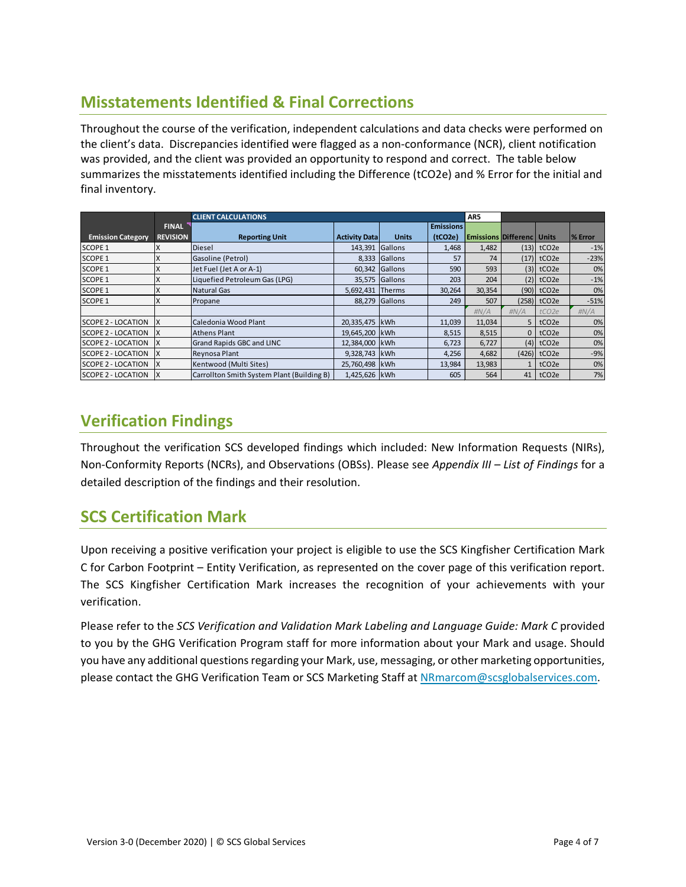## Misstatements Identified & Final Corrections

Throughout the course of the verification, independent calculations and data checks were performed on the client's data. Discrepancies identified were flagged as a non-conformance (NCR), client notification was provided, and the client was provided an opportunity to respond and correct. The table below summarizes the misstatements identified including the Difference ($tCO_2e$) and % Error for the initial and final inventory.

| | | CLIENT CALCULATIONS | | | | AR5 | | | |
|---|---|---|---|---|---|---|---|---|---|
| Emission Category | FINAL REVISION | Reporting Unit | Activity Data | Units | Emissions ($tCO_2e$) | Emissions | Differenc | Units | % Error |
| SCOPE 1 | X | Diesel | 143,391 | Gallons | 1,468 | 1,482 | (13) | tCO2e | -1% |
| SCOPE 1 | X | Gasoline (Petrol) | 8,333 | Gallons | 57 | 74 | (17) | tCO2e | -23% |
| SCOPE 1 | X | Jet Fuel (Jet A or A-1) | 60,342 | Gallons | 590 | 593 | (3) | tCO2e | 0% |
| SCOPE 1 | X | Liquefied Petroleum Gas (LPG) | 35,575 | Gallons | 203 | 204 | (2) | tCO2e | -1% |
| SCOPE 1 | X | Natural Gas | 5,692,431 | Therms | 30,264 | 30,354 | (90) | tCO2e | 0% |
| SCOPE 1 | X | Propane | 88,279 | Gallons | 249 | 507 | (258) | tCO2e | -51% |
| | | | | | | #N/A | #N/A | tCO2e | #N/A |
| SCOPE 2 - LOCATION | X | Caledonia Wood Plant | 20,335,475 | kWh | 11,039 | 11,034 | 5 | tCO2e | 0% |
| SCOPE 2 - LOCATION | X | Athens Plant | 19,645,200 | kWh | 8,515 | 8,515 | 0 | tCO2e | 0% |
| SCOPE 2 - LOCATION | X | Grand Rapids GBC and LINC | 12,384,000 | kWh | 6,723 | 6,727 | (4) | tCO2e | 0% |
| SCOPE 2 - LOCATION | X | Reynosa Plant | 9,328,743 | kWh | 4,256 | 4,682 | (426) | tCO2e | -9% |
| SCOPE 2 - LOCATION | X | Kentwood (Multi Sites) | 25,760,498 | kWh | 13,984 | 13,983 | 1 | tCO2e | 0% |
| SCOPE 2 - LOCATION | X | Carrollton Smith System Plant (Building B) | 1,425,626 | kWh | 605 | 564 | 41 | tCO2e | 7% |

## Verification Findings

Throughout the verification SCS developed findings which included: New Information Requests (NIRs), Non-Conformity Reports (NCRs), and Observations (OBSs). Please see *Appendix III – List of Findings* for a detailed description of the findings and their resolution.

## SCS Certification Mark

Upon receiving a positive verification your project is eligible to use the SCS Kingfisher Certification Mark C for Carbon Footprint – Entity Verification, as represented on the cover page of this verification report. The SCS Kingfisher Certification Mark increases the recognition of your achievements with your verification.

Please refer to the *SCS Verification and Validation Mark Labeling and Language Guide: Mark C* provided to you by the GHG Verification Program staff for more information about your Mark and usage. Should you have any additional questions regarding your Mark, use, messaging, or other marketing opportunities, please contact the GHG Verification Team or SCS Marketing Staff at NRmarcom@scsglobalservices.com.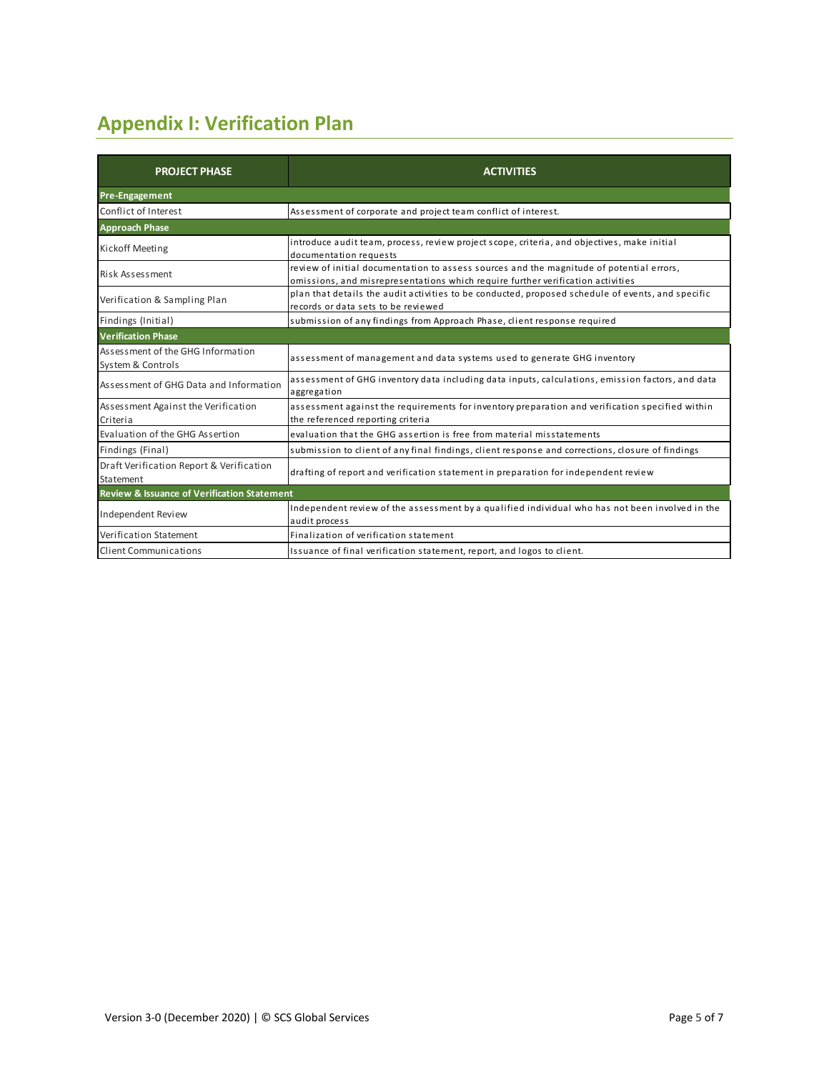# Appendix I: Verification Plan

| PROJECT PHASE | ACTIVITIES |
|---|---|
| **Pre-Engagement** | |
| Conflict of Interest | Assessment of corporate and project team conflict of interest. |
| **Approach Phase** | |
| Kickoff Meeting | introduce audit team, process, review project scope, criteria, and objectives, make initial documentation requests |
| Risk Assessment | review of initial documentation to assess sources and the magnitude of potential errors, omissions, and misrepresentations which require further verification activities |
| Verification & Sampling Plan | plan that details the audit activities to be conducted, proposed schedule of events, and specific records or data sets to be reviewed |
| Findings (Initial) | submission of any findings from Approach Phase, client response required |
| **Verification Phase** | |
| Assessment of the GHG Information System & Controls | assessment of management and data systems used to generate GHG inventory |
| Assessment of GHG Data and Information | assessment of GHG inventory data including data inputs, calculations, emission factors, and data aggregation |
| Assessment Against the Verification Criteria | assessment against the requirements for inventory preparation and verification specified within the referenced reporting criteria |
| Evaluation of the GHG Assertion | evaluation that the GHG assertion is free from material misstatements |
| Findings (Final) | submission to client of any final findings, client response and corrections, closure of findings |
| Draft Verification Report & Verification Statement | drafting of report and verification statement in preparation for independent review |
| **Review & Issuance of Verification Statement** | |
| Independent Review | Independent review of the assessment by a qualified individual who has not been involved in the audit process |
| Verification Statement | Finalization of verification statement |
| Client Communications | Issuance of final verification statement, report, and logos to client. |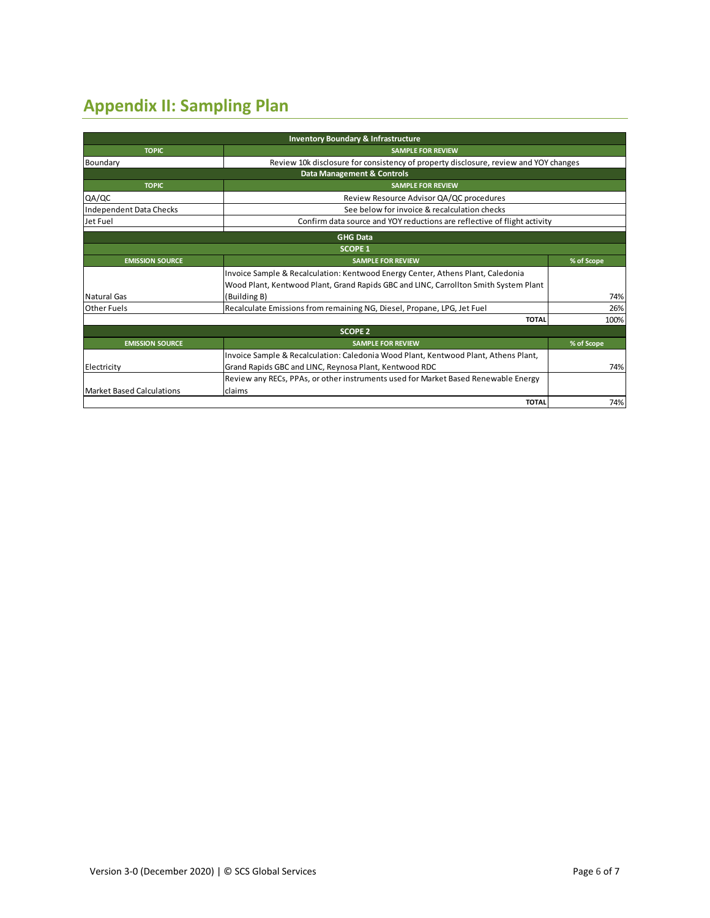## Appendix II: Sampling Plan

| Inventory Boundary & Infrastructure | |
|---|---|
| **TOPIC** | **SAMPLE FOR REVIEW** |
| Boundary | Review 10k disclosure for consistency of property disclosure, review and YOY changes |

| Data Management & Controls | |
|---|---|
| **TOPIC** | **SAMPLE FOR REVIEW** |
| QA/QC | Review Resource Advisor QA/QC procedures |
| Independent Data Checks | See below for invoice & recalculation checks |
| Jet Fuel | Confirm data source and YOY reductions are reflective of flight activity |

| GHG Data – SCOPE 1 | | |
|---|---|---|
| **EMISSION SOURCE** | **SAMPLE FOR REVIEW** | **% of Scope** |
| Natural Gas | Invoice Sample & Recalculation: Kentwood Energy Center, Athens Plant, Caledonia Wood Plant, Kentwood Plant, Grand Rapids GBC and LINC, Carrollton Smith System Plant (Building B) | 74% |
| Other Fuels | Recalculate Emissions from remaining NG, Diesel, Propane, LPG, Jet Fuel | 26% |
| | **TOTAL** | 100% |

| SCOPE 2 | | |
|---|---|---|
| **EMISSION SOURCE** | **SAMPLE FOR REVIEW** | **% of Scope** |
| Electricity | Invoice Sample & Recalculation: Caledonia Wood Plant, Kentwood Plant, Athens Plant, Grand Rapids GBC and LINC, Reynosa Plant, Kentwood RDC | 74% |
| Market Based Calculations | Review any RECs, PPAs, or other instruments used for Market Based Renewable Energy claims | |
| | **TOTAL** | 74% |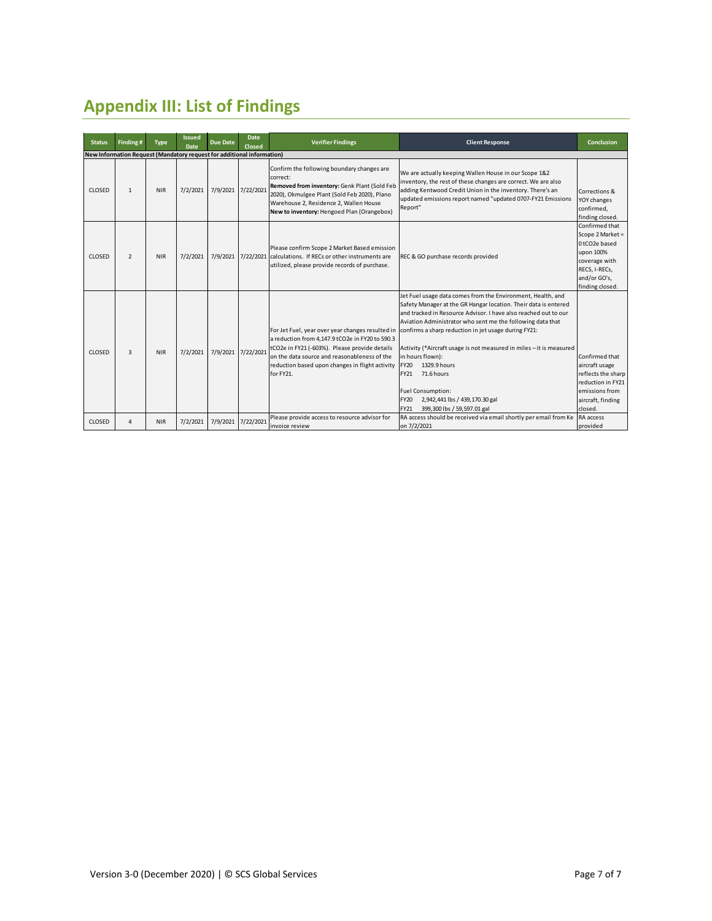# Appendix III: List of Findings

| Status | Finding # | Type | Issued Date | Due Date | Date Closed | Verifier Findings | Client Response | Conclusion |
|---|---|---|---|---|---|---|---|---|
| **New Information Request (Mandatory request for additional information)** | | | | | | | | |
| CLOSED | 1 | NIR | 7/2/2021 | 7/9/2021 | 7/22/2021 | Confirm the following boundary changes are correct: **Removed from inventory:** Genk Plant (Sold Feb 2020), Okmulgee Plant (Sold Feb 2020), Plano Warehouse 2, Residence 2, Wallen House **New to inventory:** Hengoed Plan (Orangebox) | We are actually keeping Wallen House in our Scope 1&2 inventory, the rest of these changes are correct. We are also adding Kentwood Credit Union in the inventory. There's an updated emissions report named "updated 0707-FY21 Emissions Report" | Corrections & YOY changes confirmed, finding closed. |
| CLOSED | 2 | NIR | 7/2/2021 | 7/9/2021 | 7/22/2021 | Please confirm Scope 2 Market Based emission calculations. If RECs or other instruments are utilized, please provide records of purchase. | REC & GO purchase records provided | Confirmed that Scope 2 Market = 0 tCO2e based upon 100% coverage with RECS, I-RECs, and/or GO's, finding closed. |
| CLOSED | 3 | NIR | 7/2/2021 | 7/9/2021 | 7/22/2021 | For Jet Fuel, year over year changes resulted in a reduction from 4,147.9 tCO2e in FY20 to 590.3 tCO2e in FY21 (-603%). Please provide details on the data source and reasonableness of the reduction based upon changes in flight activity for FY21. | Jet Fuel usage data comes from the Environment, Health, and Safety Manager at the GR Hangar location. Their data is entered and tracked in Resource Advisor. I have also reached out to our Aviation Administrator who sent me the following data that confirms a sharp reduction in jet usage during FY21:<br><br>Activity (*Aircraft usage is not measured in miles – it is measured in hours flown):<br>FY20 1329.9 hours<br>FY21 71.6 hours<br><br>Fuel Consumption:<br>FY20 2,942,441 lbs / 439,170.30 gal<br>FY21 399,300 lbs / 59,597.01 gal | Confirmed that aircraft usage reflects the sharp reduction in FY21 emissions from aircraft, finding closed. |
| CLOSED | 4 | NIR | 7/2/2021 | 7/9/2021 | 7/22/2021 | Please provide access to resource advisor for invoice review | RA access should be received via email shortly per email from Ke on 7/2/2021 | RA access provided |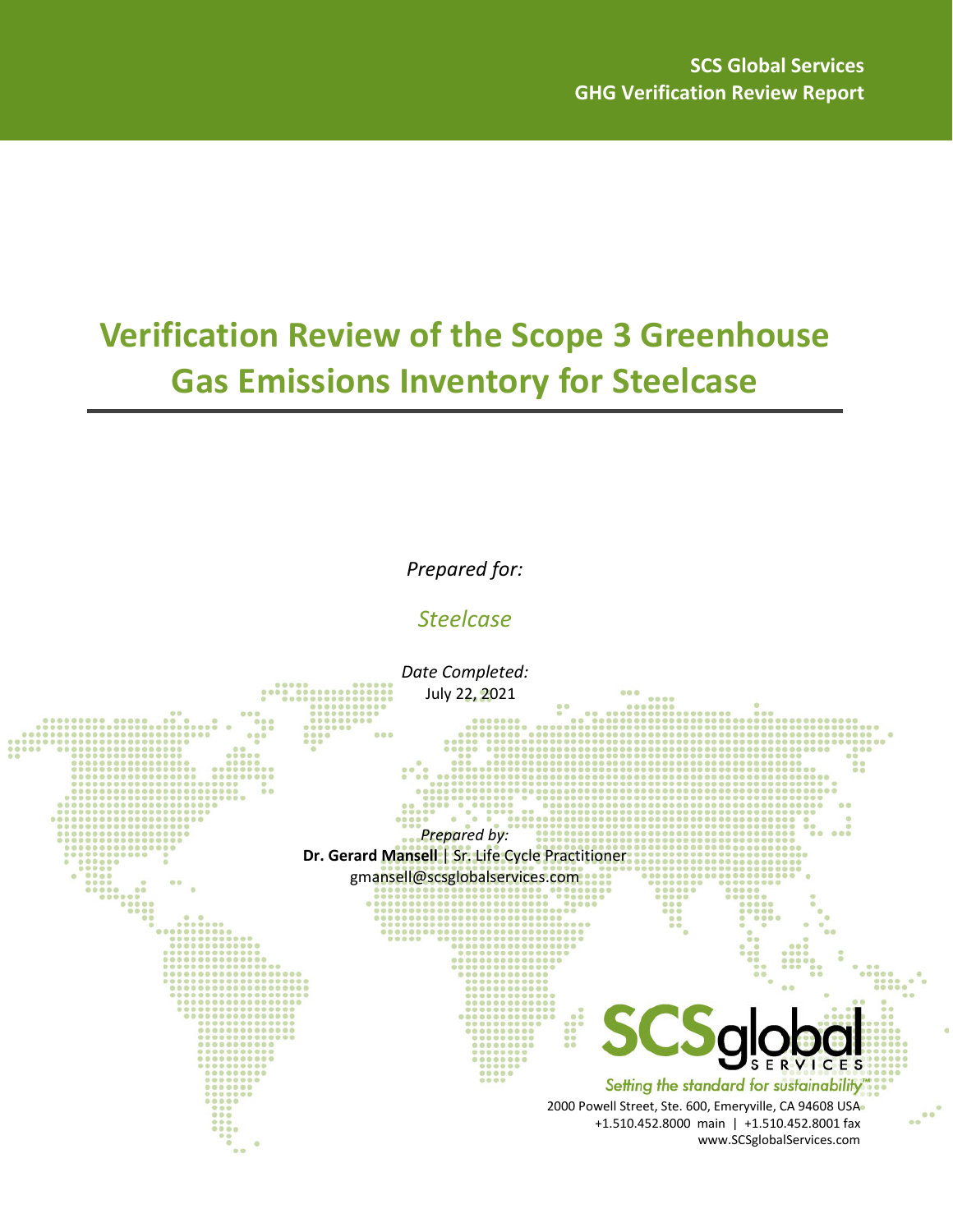SCS Global Services
GHG Verification Review Report

# Verification Review of the Scope 3 Greenhouse Gas Emissions Inventory for Steelcase

*Prepared for:*

*Steelcase*

*Date Completed:*
July 22, 2021

*Prepared by:*
**Dr. Gerard Mansell** | Sr. Life Cycle Practitioner
gmansell@scsglobalservices.com

SCSglobal SERVICES
*Setting the standard for sustainability™*

2000 Powell Street, Ste. 600, Emeryville, CA 94608 USA
+1.510.452.8000 main | +1.510.452.8001 fax
www.SCSglobalServices.com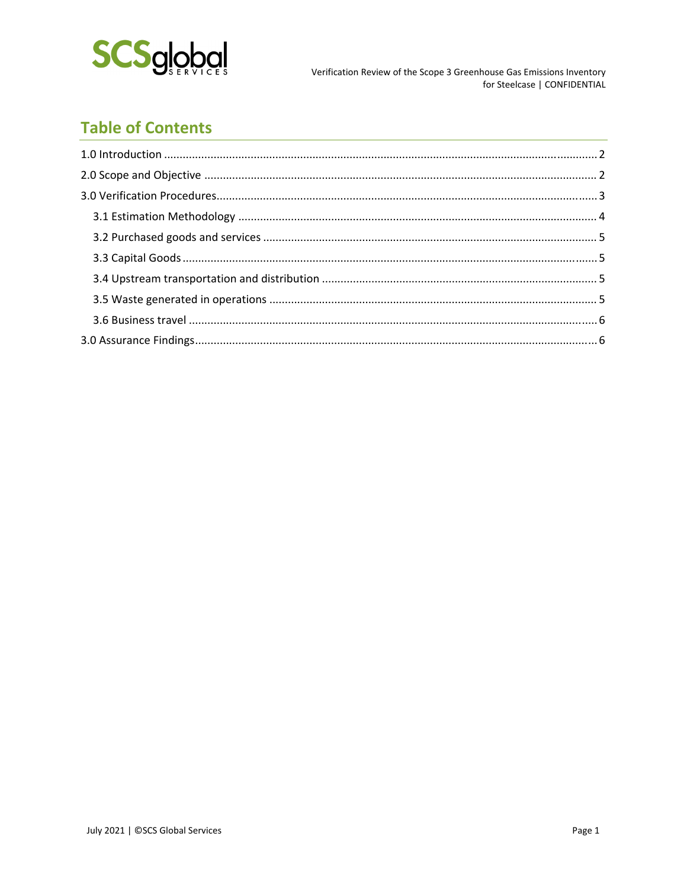## Table of Contents

1.0 Introduction ........................................................................................................................................ 2

2.0 Scope and Objective ............................................................................................................................ 2

3.0 Verification Procedures........................................................................................................................ 3

- 3.1 Estimation Methodology ................................................................................................................ 4
- 3.2 Purchased goods and services ......................................................................................................... 5
- 3.3 Capital Goods .................................................................................................................................. 5
- 3.4 Upstream transportation and distribution ...................................................................................... 5
- 3.5 Waste generated in operations ....................................................................................................... 5
- 3.6 Business travel ................................................................................................................................. 6

3.0 Assurance Findings ............................................................................................................................... 6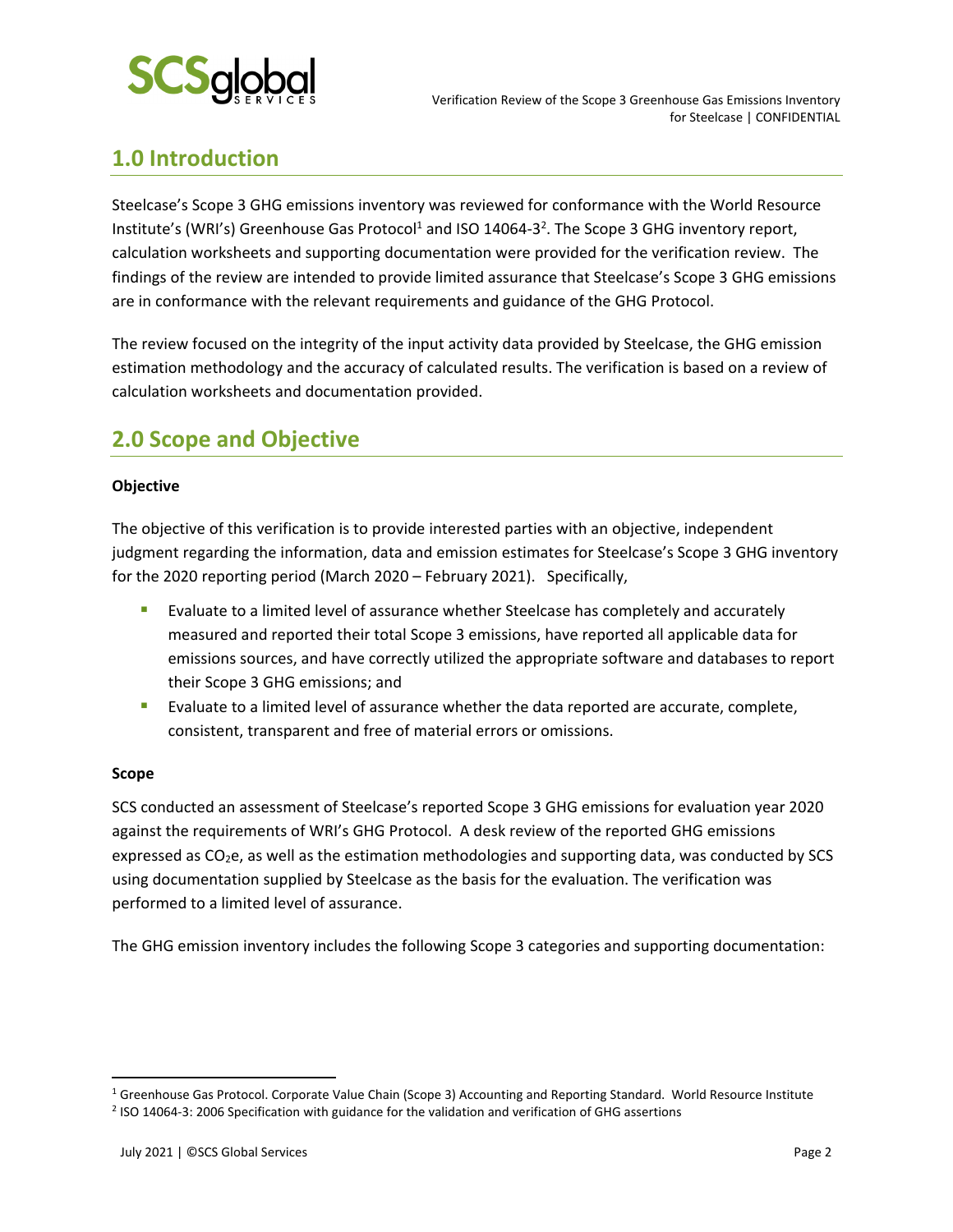## 1.0 Introduction

Steelcase's Scope 3 GHG emissions inventory was reviewed for conformance with the World Resource Institute's (WRI's) Greenhouse Gas Protocol[1] and ISO 14064-3[2]. The Scope 3 GHG inventory report, calculation worksheets and supporting documentation were provided for the verification review. The findings of the review are intended to provide limited assurance that Steelcase's Scope 3 GHG emissions are in conformance with the relevant requirements and guidance of the GHG Protocol.

The review focused on the integrity of the input activity data provided by Steelcase, the GHG emission estimation methodology and the accuracy of calculated results. The verification is based on a review of calculation worksheets and documentation provided.

## 2.0 Scope and Objective

**Objective**

The objective of this verification is to provide interested parties with an objective, independent judgment regarding the information, data and emission estimates for Steelcase's Scope 3 GHG inventory for the 2020 reporting period (March 2020 – February 2021). Specifically,

- Evaluate to a limited level of assurance whether Steelcase has completely and accurately measured and reported their total Scope 3 emissions, have reported all applicable data for emissions sources, and have correctly utilized the appropriate software and databases to report their Scope 3 GHG emissions; and
- Evaluate to a limited level of assurance whether the data reported are accurate, complete, consistent, transparent and free of material errors or omissions.

**Scope**

SCS conducted an assessment of Steelcase's reported Scope 3 GHG emissions for evaluation year 2020 against the requirements of WRI's GHG Protocol. A desk review of the reported GHG emissions expressed as $CO_2e$, as well as the estimation methodologies and supporting data, was conducted by SCS using documentation supplied by Steelcase as the basis for the evaluation. The verification was performed to a limited level of assurance.

The GHG emission inventory includes the following Scope 3 categories and supporting documentation:

[1] Greenhouse Gas Protocol. Corporate Value Chain (Scope 3) Accounting and Reporting Standard. World Resource Institute

[2] ISO 14064-3: 2006 Specification with guidance for the validation and verification of GHG assertions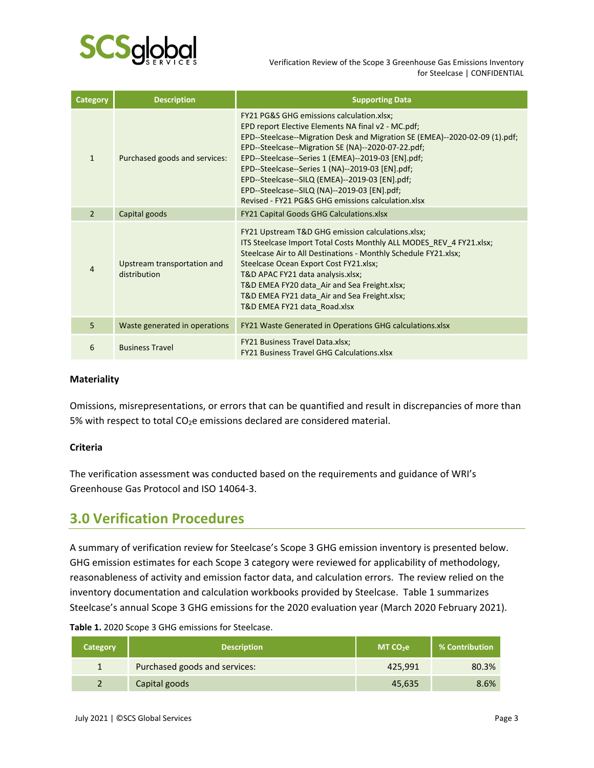| Category | Description | Supporting Data |
|---|---|---|
| 1 | Purchased goods and services: | FY21 PG&S GHG emissions calculation.xlsx; EPD report Elective Elements NA final v2 - MC.pdf; EPD--Steelcase--Migration Desk and Migration SE (EMEA)--2020-02-09 (1).pdf; EPD--Steelcase--Migration SE (NA)--2020-07-22.pdf; EPD--Steelcase--Series 1 (EMEA)--2019-03 [EN].pdf; EPD--Steelcase--Series 1 (NA)--2019-03 [EN].pdf; EPD--Steelcase--SILQ (EMEA)--2019-03 [EN].pdf; EPD--Steelcase--SILQ (NA)--2019-03 [EN].pdf; Revised - FY21 PG&S GHG emissions calculation.xlsx |
| 2 | Capital goods | FY21 Capital Goods GHG Calculations.xlsx |
| 4 | Upstream transportation and distribution | FY21 Upstream T&D GHG emission calculations.xlsx; ITS Steelcase Import Total Costs Monthly ALL MODES_REV_4 FY21.xlsx; Steelcase Air to All Destinations - Monthly Schedule FY21.xlsx; Steelcase Ocean Export Cost FY21.xlsx; T&D APAC FY21 data analysis.xlsx; T&D EMEA FY20 data_Air and Sea Freight.xlsx; T&D EMEA FY21 data_Air and Sea Freight.xlsx; T&D EMEA FY21 data_Road.xlsx |
| 5 | Waste generated in operations | FY21 Waste Generated in Operations GHG calculations.xlsx |
| 6 | Business Travel | FY21 Business Travel Data.xlsx; FY21 Business Travel GHG Calculations.xlsx |

**Materiality**

Omissions, misrepresentations, or errors that can be quantified and result in discrepancies of more than 5% with respect to total $CO_2$e emissions declared are considered material.

**Criteria**

The verification assessment was conducted based on the requirements and guidance of WRI's Greenhouse Gas Protocol and ISO 14064-3.

## 3.0 Verification Procedures

A summary of verification review for Steelcase's Scope 3 GHG emission inventory is presented below. GHG emission estimates for each Scope 3 category were reviewed for applicability of methodology, reasonableness of activity and emission factor data, and calculation errors. The review relied on the inventory documentation and calculation workbooks provided by Steelcase. Table 1 summarizes Steelcase's annual Scope 3 GHG emissions for the 2020 evaluation year (March 2020 February 2021).

**Table 1.** 2020 Scope 3 GHG emissions for Steelcase.

| Category | Description | MT $CO_2$e | % Contribution |
|---|---|---|---|
| 1 | Purchased goods and services: | 425,991 | 80.3% |
| 2 | Capital goods | 45,635 | 8.6% |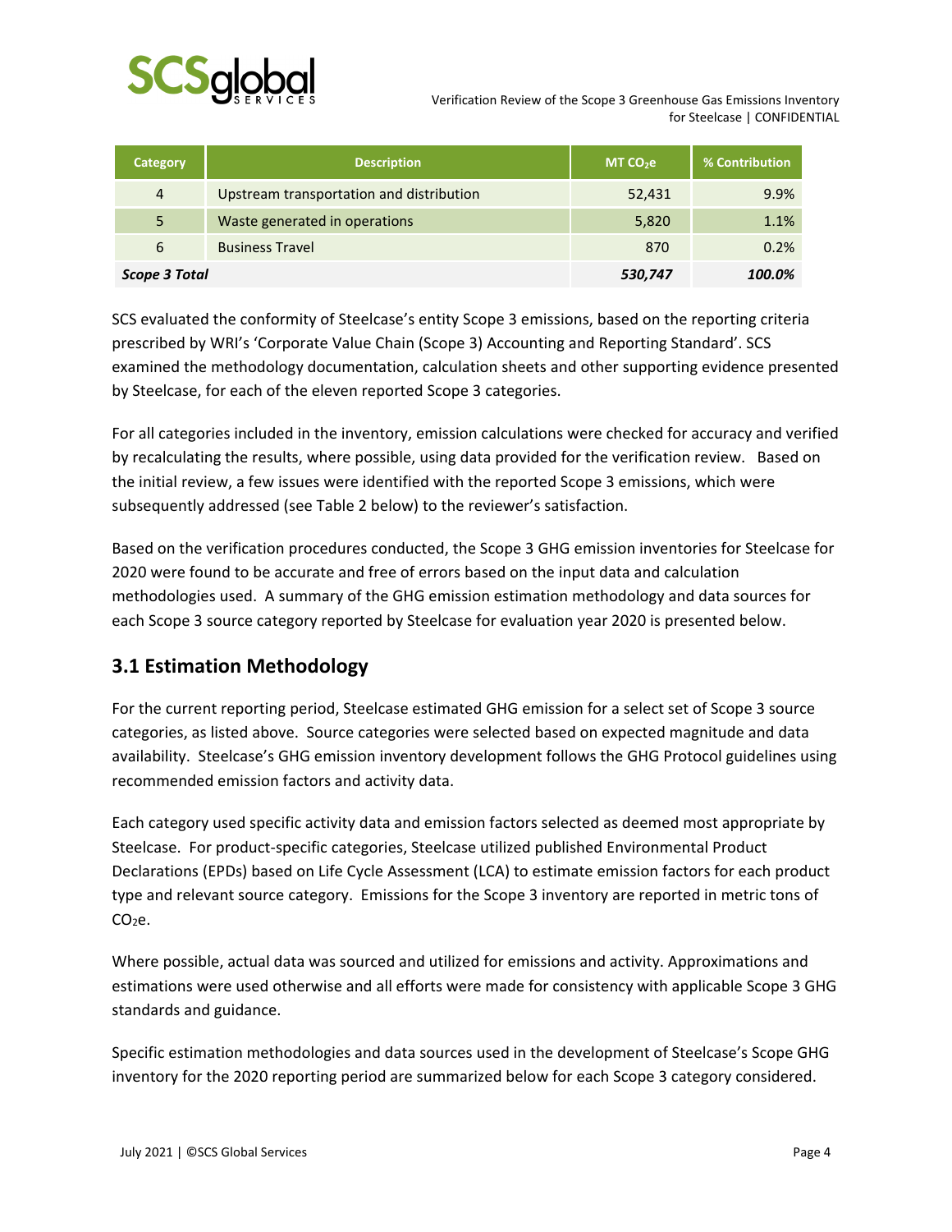| Category | Description | MT $CO_2e$ | % Contribution |
|---|---|---|---|
| 4 | Upstream transportation and distribution | 52,431 | 9.9% |
| 5 | Waste generated in operations | 5,820 | 1.1% |
| 6 | Business Travel | 870 | 0.2% |
| ***Scope 3 Total*** | | ***530,747*** | ***100.0%*** |

SCS evaluated the conformity of Steelcase's entity Scope 3 emissions, based on the reporting criteria prescribed by WRI's 'Corporate Value Chain (Scope 3) Accounting and Reporting Standard'. SCS examined the methodology documentation, calculation sheets and other supporting evidence presented by Steelcase, for each of the eleven reported Scope 3 categories.

For all categories included in the inventory, emission calculations were checked for accuracy and verified by recalculating the results, where possible, using data provided for the verification review. Based on the initial review, a few issues were identified with the reported Scope 3 emissions, which were subsequently addressed (see Table 2 below) to the reviewer's satisfaction.

Based on the verification procedures conducted, the Scope 3 GHG emission inventories for Steelcase for 2020 were found to be accurate and free of errors based on the input data and calculation methodologies used. A summary of the GHG emission estimation methodology and data sources for each Scope 3 source category reported by Steelcase for evaluation year 2020 is presented below.

## 3.1 Estimation Methodology

For the current reporting period, Steelcase estimated GHG emission for a select set of Scope 3 source categories, as listed above. Source categories were selected based on expected magnitude and data availability. Steelcase's GHG emission inventory development follows the GHG Protocol guidelines using recommended emission factors and activity data.

Each category used specific activity data and emission factors selected as deemed most appropriate by Steelcase. For product-specific categories, Steelcase utilized published Environmental Product Declarations (EPDs) based on Life Cycle Assessment (LCA) to estimate emission factors for each product type and relevant source category. Emissions for the Scope 3 inventory are reported in metric tons of $CO_2e$.

Where possible, actual data was sourced and utilized for emissions and activity. Approximations and estimations were used otherwise and all efforts were made for consistency with applicable Scope 3 GHG standards and guidance.

Specific estimation methodologies and data sources used in the development of Steelcase's Scope GHG inventory for the 2020 reporting period are summarized below for each Scope 3 category considered.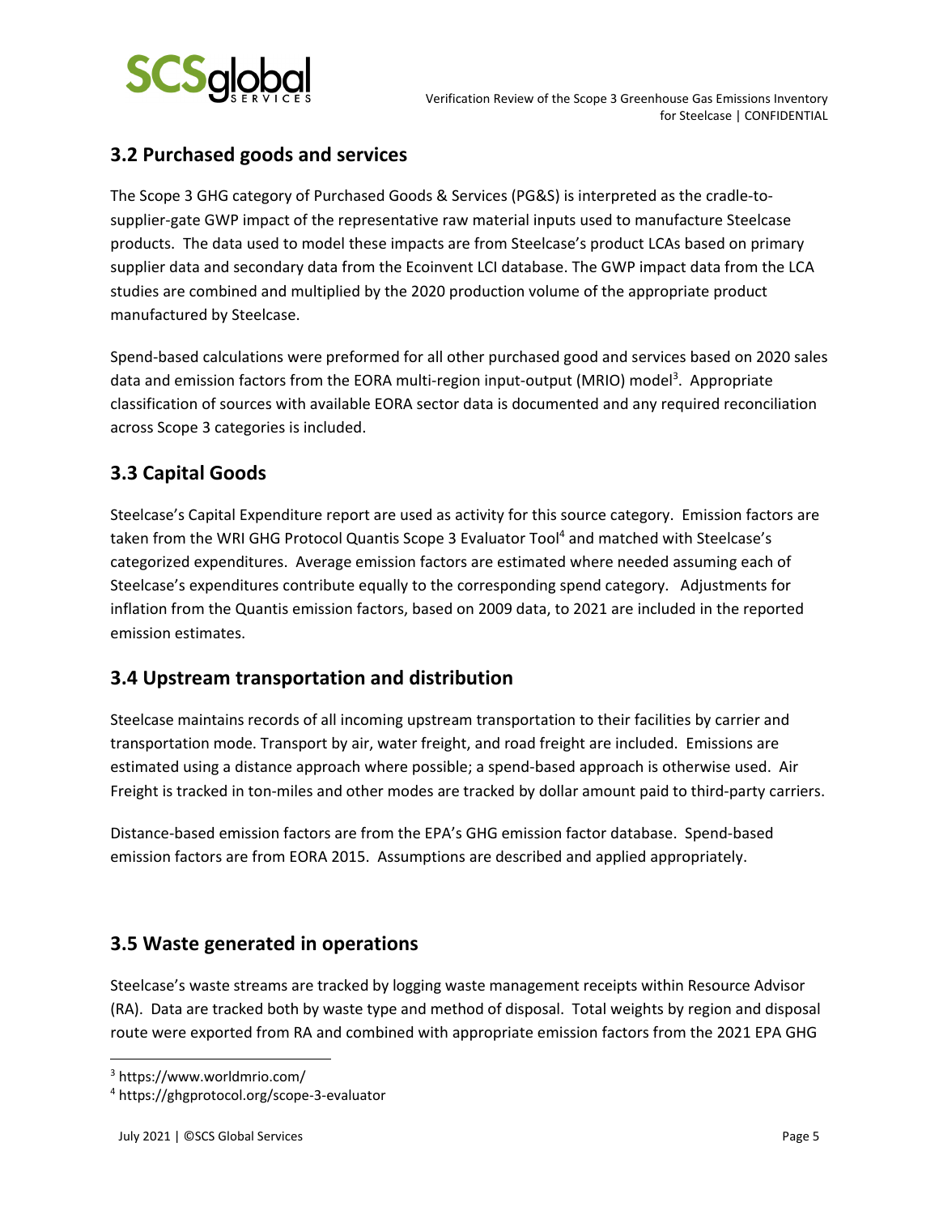## 3.2 Purchased goods and services

The Scope 3 GHG category of Purchased Goods & Services (PG&S) is interpreted as the cradle-to-supplier-gate GWP impact of the representative raw material inputs used to manufacture Steelcase products. The data used to model these impacts are from Steelcase's product LCAs based on primary supplier data and secondary data from the Ecoinvent LCI database. The GWP impact data from the LCA studies are combined and multiplied by the 2020 production volume of the appropriate product manufactured by Steelcase.

Spend-based calculations were preformed for all other purchased good and services based on 2020 sales data and emission factors from the EORA multi-region input-output (MRIO) model[3]. Appropriate classification of sources with available EORA sector data is documented and any required reconciliation across Scope 3 categories is included.

## 3.3 Capital Goods

Steelcase's Capital Expenditure report are used as activity for this source category. Emission factors are taken from the WRI GHG Protocol Quantis Scope 3 Evaluator Tool[4] and matched with Steelcase's categorized expenditures. Average emission factors are estimated where needed assuming each of Steelcase's expenditures contribute equally to the corresponding spend category. Adjustments for inflation from the Quantis emission factors, based on 2009 data, to 2021 are included in the reported emission estimates.

## 3.4 Upstream transportation and distribution

Steelcase maintains records of all incoming upstream transportation to their facilities by carrier and transportation mode. Transport by air, water freight, and road freight are included. Emissions are estimated using a distance approach where possible; a spend-based approach is otherwise used. Air Freight is tracked in ton-miles and other modes are tracked by dollar amount paid to third-party carriers.

Distance-based emission factors are from the EPA's GHG emission factor database. Spend-based emission factors are from EORA 2015. Assumptions are described and applied appropriately.

## 3.5 Waste generated in operations

Steelcase's waste streams are tracked by logging waste management receipts within Resource Advisor (RA). Data are tracked both by waste type and method of disposal. Total weights by region and disposal route were exported from RA and combined with appropriate emission factors from the 2021 EPA GHG

---

[3] https://www.worldmrio.com/

[4] https://ghgprotocol.org/scope-3-evaluator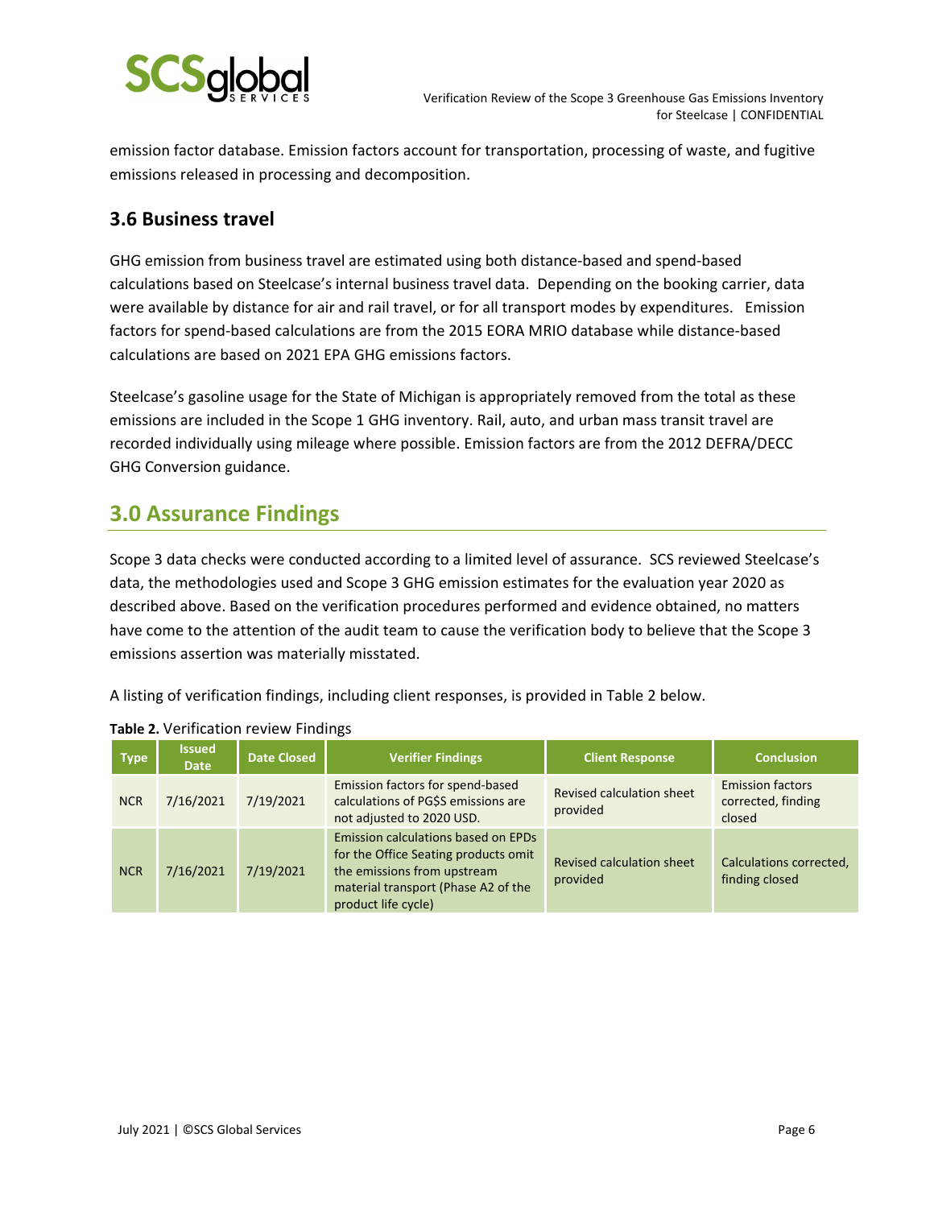emission factor database. Emission factors account for transportation, processing of waste, and fugitive emissions released in processing and decomposition.

### 3.6 Business travel

GHG emission from business travel are estimated using both distance-based and spend-based calculations based on Steelcase's internal business travel data. Depending on the booking carrier, data were available by distance for air and rail travel, or for all transport modes by expenditures. Emission factors for spend-based calculations are from the 2015 EORA MRIO database while distance-based calculations are based on 2021 EPA GHG emissions factors.

Steelcase's gasoline usage for the State of Michigan is appropriately removed from the total as these emissions are included in the Scope 1 GHG inventory. Rail, auto, and urban mass transit travel are recorded individually using mileage where possible. Emission factors are from the 2012 DEFRA/DECC GHG Conversion guidance.

## 3.0 Assurance Findings

Scope 3 data checks were conducted according to a limited level of assurance. SCS reviewed Steelcase's data, the methodologies used and Scope 3 GHG emission estimates for the evaluation year 2020 as described above. Based on the verification procedures performed and evidence obtained, no matters have come to the attention of the audit team to cause the verification body to believe that the Scope 3 emissions assertion was materially misstated.

A listing of verification findings, including client responses, is provided in Table 2 below.

**Table 2.** Verification review Findings

| Type | Issued Date | Date Closed | Verifier Findings | Client Response | Conclusion |
|---|---|---|---|---|---|
| NCR | 7/16/2021 | 7/19/2021 | Emission factors for spend-based calculations of PG$S emissions are not adjusted to 2020 USD. | Revised calculation sheet provided | Emission factors corrected, finding closed |
| NCR | 7/16/2021 | 7/19/2021 | Emission calculations based on EPDs for the Office Seating products omit the emissions from upstream material transport (Phase A2 of the product life cycle) | Revised calculation sheet provided | Calculations corrected, finding closed |